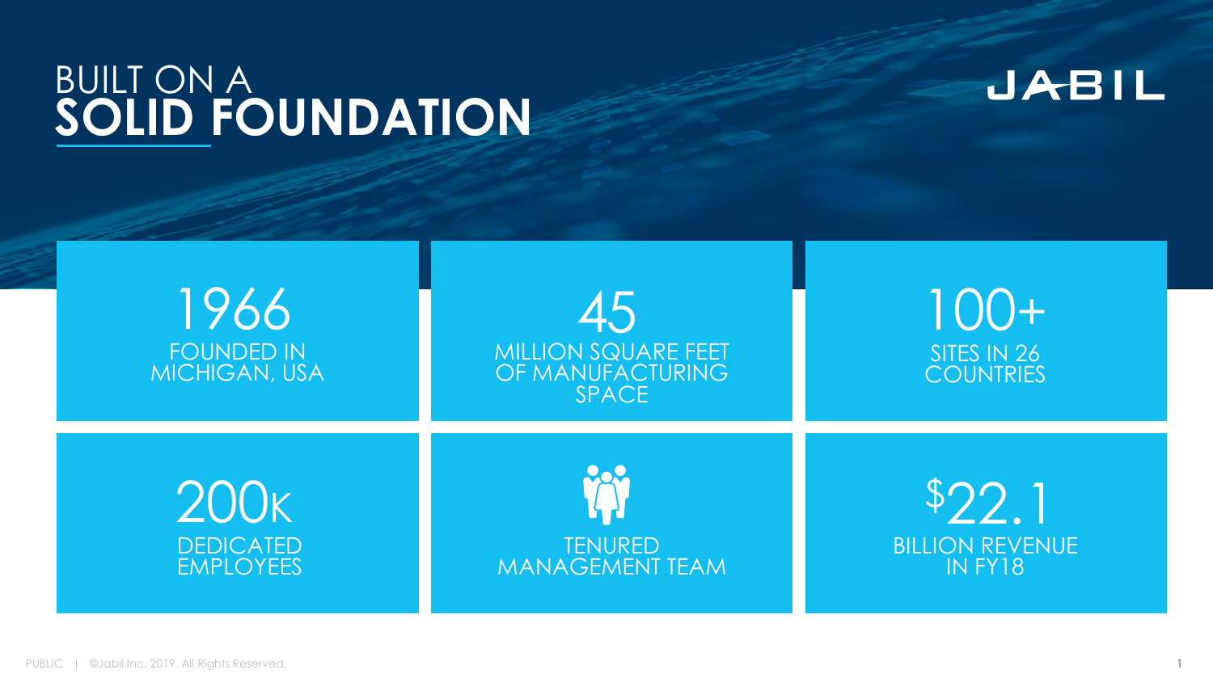# BUILT ON A **SOLID FOUNDATION**

JABIL

**1966**
FOUNDED IN MICHIGAN, USA

**45**
MILLION SQUARE FEET OF MANUFACTURING SPACE

**100+**
SITES IN 26 COUNTRIES

**200K**
DEDICATED EMPLOYEES

TENURED MANAGEMENT TEAM

**$22.1**
BILLION REVENUE IN FY18

PUBLIC | ©Jabil Inc. 2019. All Rights Reserved.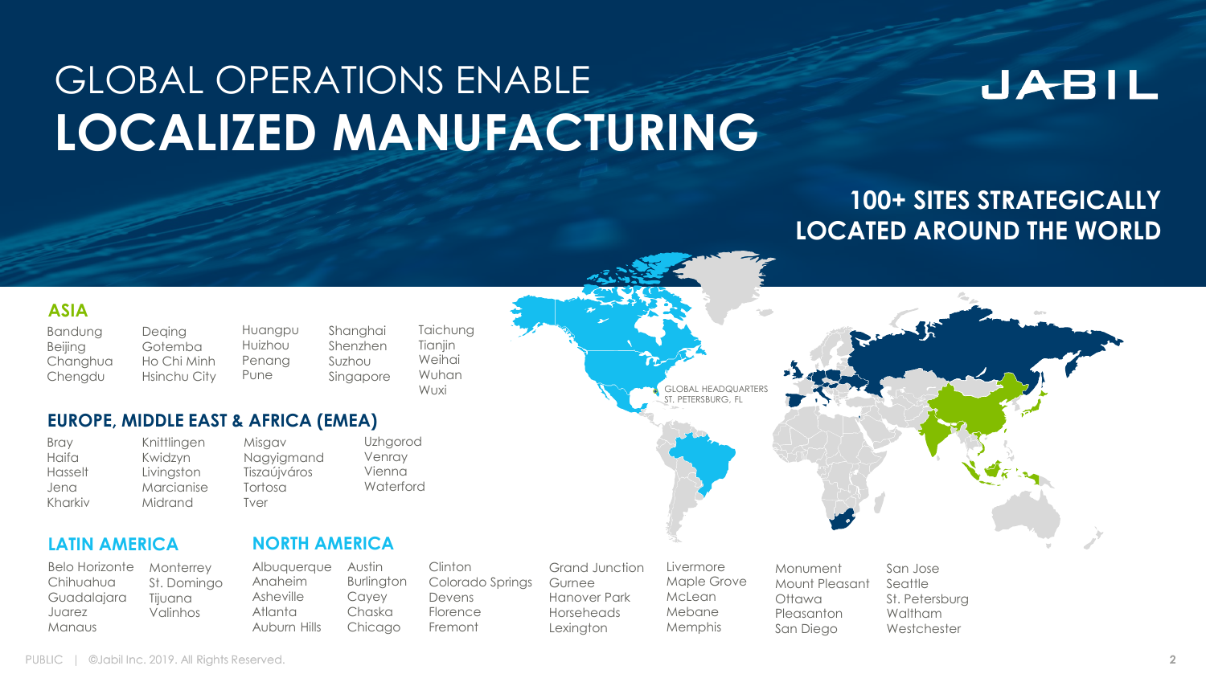# GLOBAL OPERATIONS ENABLE **LOCALIZED MANUFACTURING**

JABIL

## 100+ SITES STRATEGICALLY LOCATED AROUND THE WORLD

GLOBAL HEADQUARTERS
ST. PETERSBURG, FL

### ASIA

Bandung
Beijing
Changhua
Chengdu
Deqing
Gotemba
Ho Chi Minh
Hsinchu City
Huangpu
Huizhou
Penang
Pune
Shanghai
Shenzhen
Suzhou
Singapore
Taichung
Tianjin
Weihai
Wuhan
Wuxi

### EUROPE, MIDDLE EAST & AFRICA (EMEA)

Bray
Haifa
Hasselt
Jena
Kharkiv
Knittlingen
Kwidzyn
Livingston
Marcianise
Midrand
Misgav
Nagyigmand
Tiszaújváros
Tortosa
Tver
Uzhgorod
Venray
Vienna
Waterford

### LATIN AMERICA

Belo Horizonte
Chihuahua
Guadalajara
Juarez
Manaus
Monterrey
St. Domingo
Tijuana
Valinhos

### NORTH AMERICA

Albuquerque
Anaheim
Asheville
Atlanta
Auburn Hills
Austin
Burlington
Cayey
Chaska
Chicago
Clinton
Colorado Springs
Devens
Florence
Fremont
Grand Junction
Gurnee
Hanover Park
Horseheads
Lexington
Livermore
Maple Grove
McLean
Mebane
Memphis
Monument
Mount Pleasant
Ottawa
Pleasanton
San Diego
San Jose
Seattle
St. Petersburg
Waltham
Westchester

PUBLIC | ©Jabil Inc. 2019. All Rights Reserved.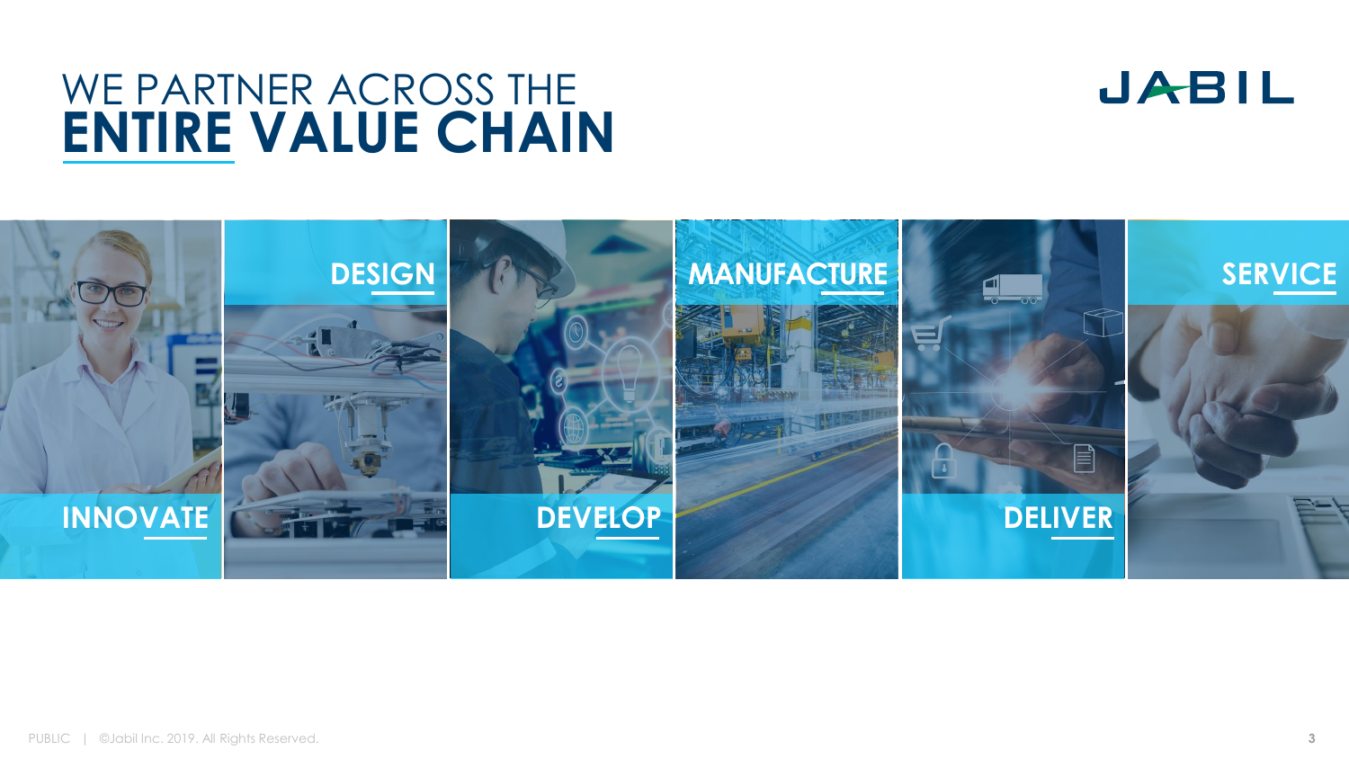# WE PARTNER ACROSS THE **ENTIRE VALUE CHAIN**

JABIL

INNOVATE

DESIGN

DEVELOP

MANUFACTURE

DELIVER

SERVICE

PUBLIC | ©Jabil Inc. 2019. All Rights Reserved.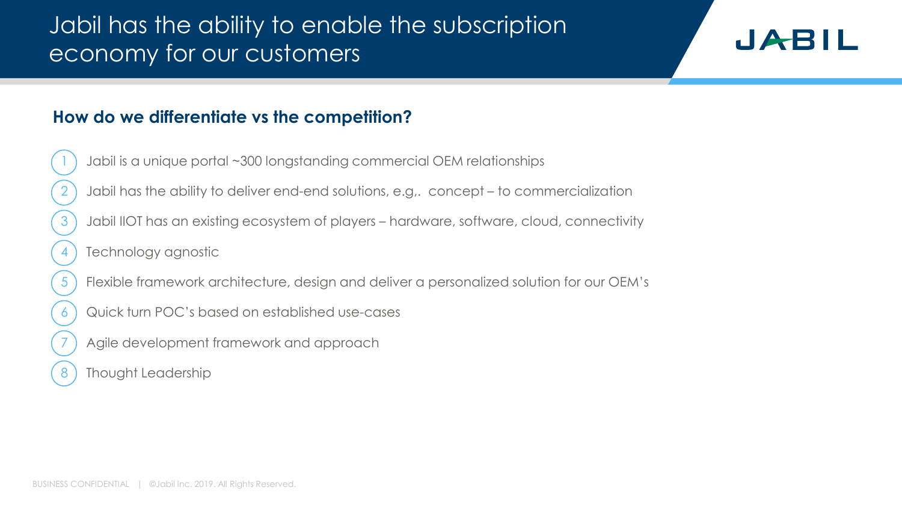# Jabil has the ability to enable the subscription economy for our customers

JABIL

## How do we differentiate vs the competition?

1. Jabil is a unique portal ~300 longstanding commercial OEM relationships
2. Jabil has the ability to deliver end-end solutions, e.g,. concept – to commercialization
3. Jabil IIOT has an existing ecosystem of players – hardware, software, cloud, connectivity
4. Technology agnostic
5. Flexible framework architecture, design and deliver a personalized solution for our OEM's
6. Quick turn POC's based on established use-cases
7. Agile development framework and approach
8. Thought Leadership

BUSINESS CONFIDENTIAL | ©Jabil Inc. 2019. All Rights Reserved.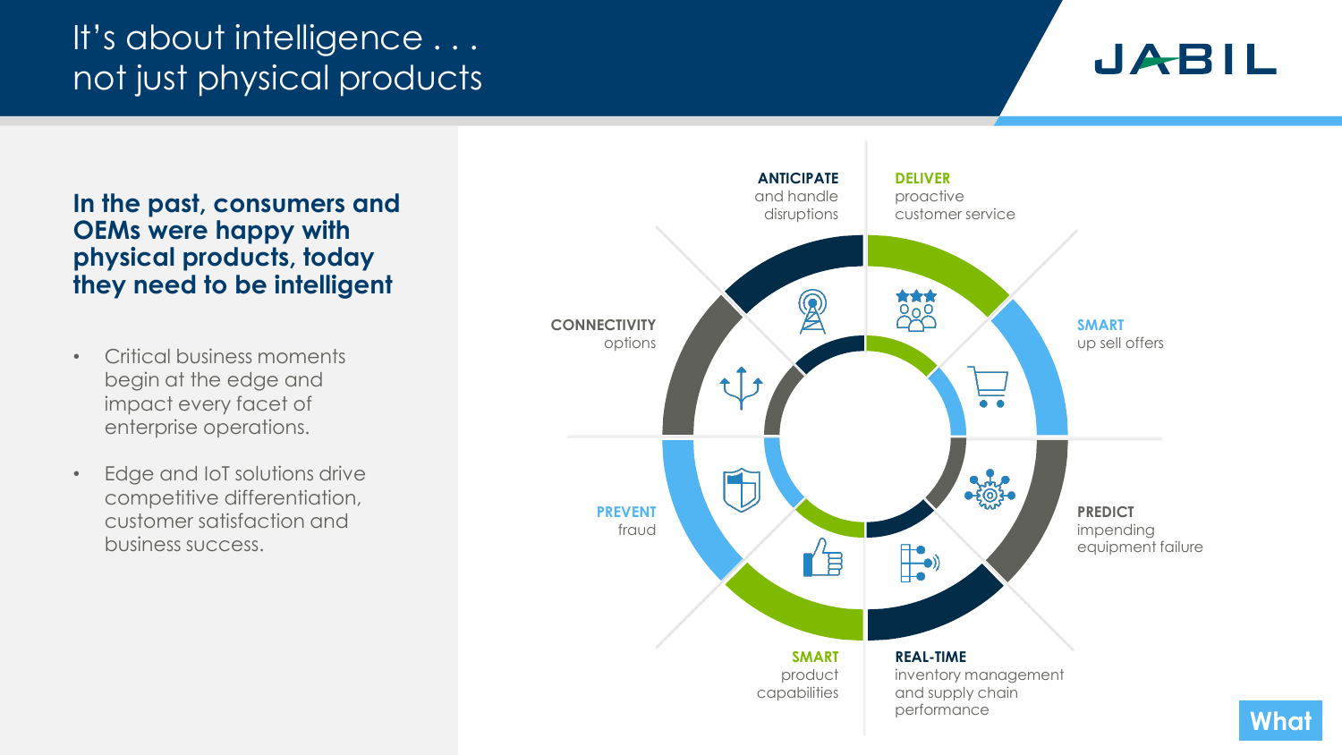# It's about intelligence . . . not just physical products

JABIL

## In the past, consumers and OEMs were happy with physical products, today they need to be intelligent

- Critical business moments begin at the edge and impact every facet of enterprise operations.
- Edge and IoT solutions drive competitive differentiation, customer satisfaction and business success.

**ANTICIPATE** and handle disruptions

**DELIVER** proactive customer service

**SMART** up sell offers

**PREDICT** impending equipment failure

**REAL-TIME** inventory management and supply chain performance

**SMART** product capabilities

**PREVENT** fraud

**CONNECTIVITY** options

What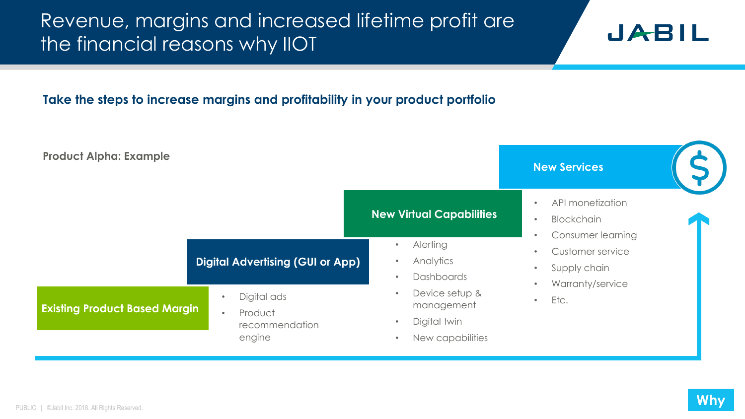# Revenue, margins and increased lifetime profit are the financial reasons why IIOT

**Take the steps to increase margins and profitability in your product portfolio**

**Product Alpha: Example**

**Existing Product Based Margin**

**Digital Advertising (GUI or App)**

- Digital ads
- Product recommendation engine

**New Virtual Capabilities**

- Alerting
- Analytics
- Dashboards
- Device setup & management
- Digital twin
- New capabilities

**New Services**

- API monetization
- Blockchain
- Consumer learning
- Customer service
- Supply chain
- Warranty/service
- Etc.

Why

PUBLIC | ©Jabil Inc. 2018. All Rights Reserved.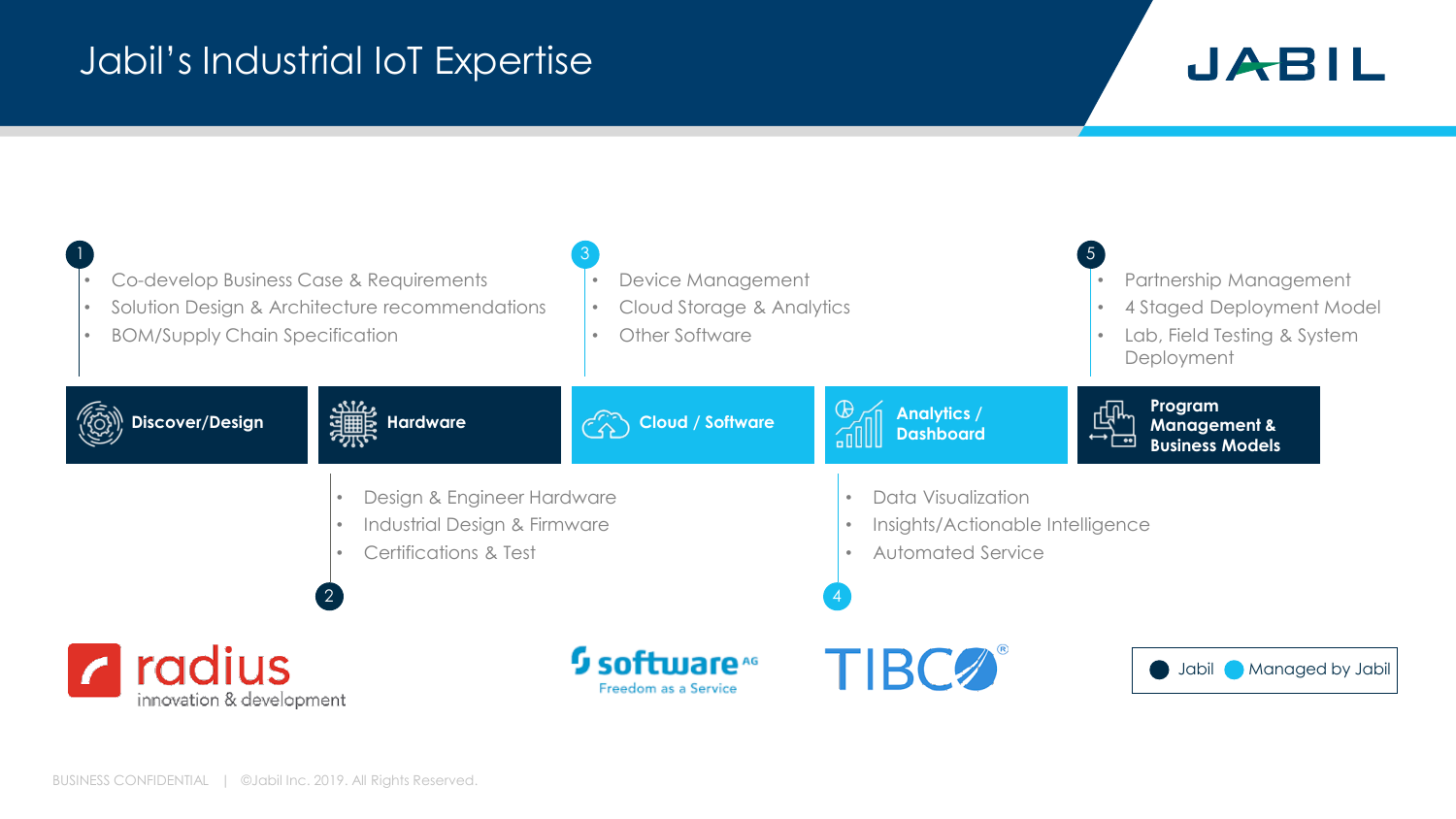# Jabil's Industrial IoT Expertise

1

- Co-develop Business Case & Requirements
- Solution Design & Architecture recommendations
- BOM/Supply Chain Specification

**Discover/Design**

2

**Hardware**

- Design & Engineer Hardware
- Industrial Design & Firmware
- Certifications & Test

3

**Cloud / Software**

- Device Management
- Cloud Storage & Analytics
- Other Software

4

**Analytics / Dashboard**

- Data Visualization
- Insights/Actionable Intelligence
- Automated Service

5

**Program Management & Business Models**

- Partnership Management
- 4 Staged Deployment Model
- Lab, Field Testing & System Deployment

radius innovation & development

software AG Freedom as a Service

TIBCO

Jabil | Managed by Jabil

BUSINESS CONFIDENTIAL | ©Jabil Inc. 2019. All Rights Reserved.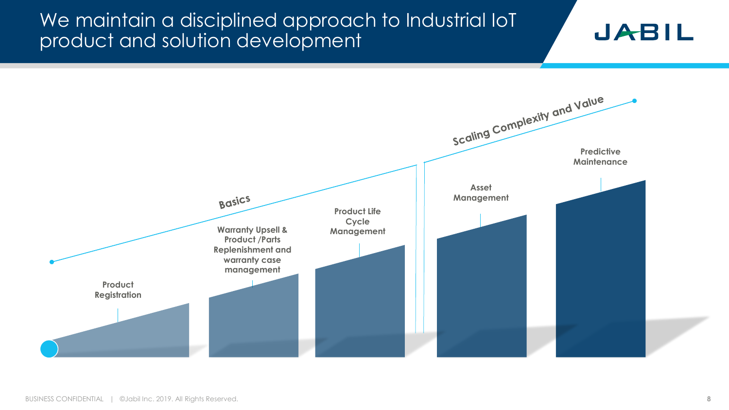# We maintain a disciplined approach to Industrial IoT product and solution development

Basics

Scaling Complexity and Value

Product Registration

Warranty Upsell & Product /Parts Replenishment and warranty case management

Product Life Cycle Management

Asset Management

Predictive Maintenance

BUSINESS CONFIDENTIAL | ©Jabil Inc. 2019. All Rights Reserved.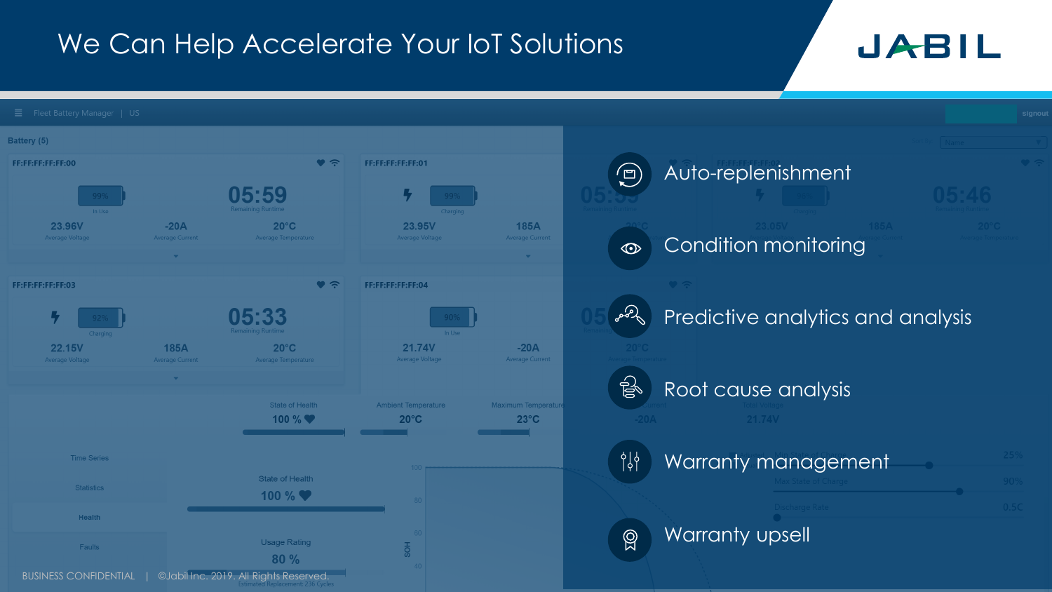# We Can Help Accelerate Your IoT Solutions

- Auto-replenishment
- Condition monitoring
- Predictive analytics and analysis
- Root cause analysis
- Warranty management
- Warranty upsell

BUSINESS CONFIDENTIAL | ©Jabil Inc. 2019. All Rights Reserved.